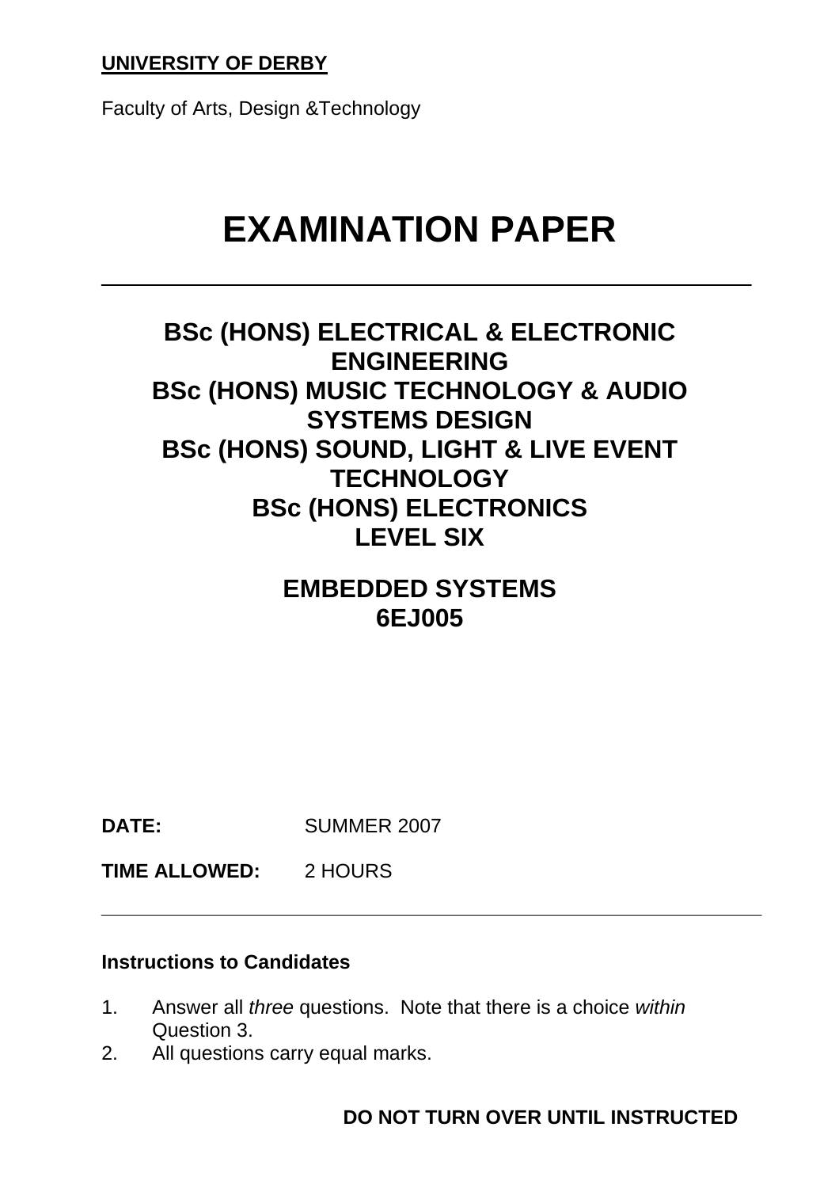**UNIVERSITY OF DERBY**

Faculty of Arts, Design &Technology

# EXAMINATION PAPER

---

## BSc (HONS) ELECTRICAL & ELECTRONIC ENGINEERING
## BSc (HONS) MUSIC TECHNOLOGY & AUDIO SYSTEMS DESIGN
## BSc (HONS) SOUND, LIGHT & LIVE EVENT TECHNOLOGY
## BSc (HONS) ELECTRONICS
## LEVEL SIX

## EMBEDDED SYSTEMS
## 6EJ005

**DATE:** SUMMER 2007

**TIME ALLOWED:** 2 HOURS

---

**Instructions to Candidates**

1. Answer all *three* questions. Note that there is a choice *within* Question 3.
2. All questions carry equal marks.

**DO NOT TURN OVER UNTIL INSTRUCTED**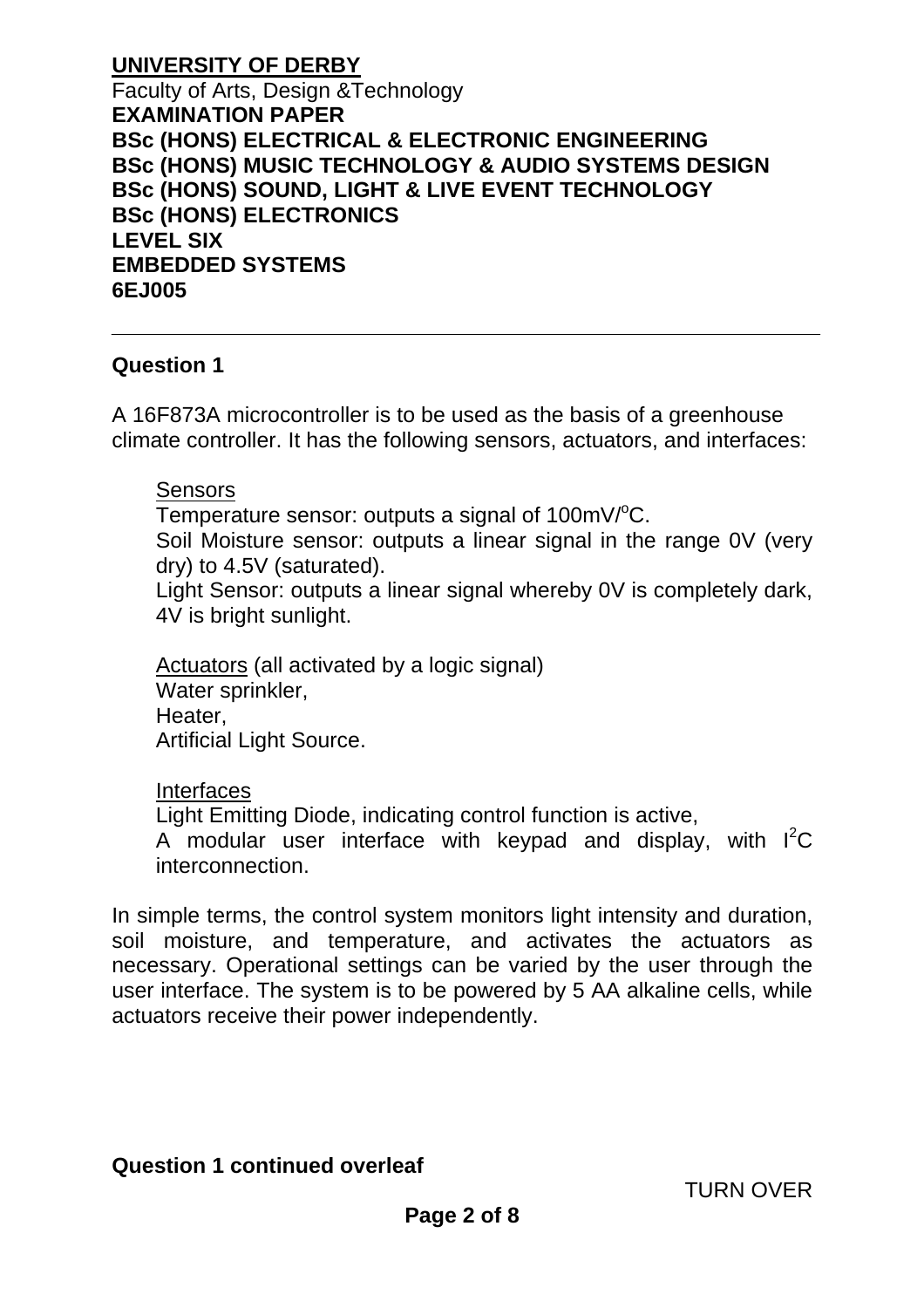**UNIVERSITY OF DERBY**
Faculty of Arts, Design &Technology
**EXAMINATION PAPER**
**BSc (HONS) ELECTRICAL & ELECTRONIC ENGINEERING**
**BSc (HONS) MUSIC TECHNOLOGY & AUDIO SYSTEMS DESIGN**
**BSc (HONS) SOUND, LIGHT & LIVE EVENT TECHNOLOGY**
**BSc (HONS) ELECTRONICS**
**LEVEL SIX**
**EMBEDDED SYSTEMS**
**6EJ005**

---

## Question 1

A 16F873A microcontroller is to be used as the basis of a greenhouse climate controller. It has the following sensors, actuators, and interfaces:

Sensors
Temperature sensor: outputs a signal of 100mV/$^{o}$C.
Soil Moisture sensor: outputs a linear signal in the range 0V (very dry) to 4.5V (saturated).
Light Sensor: outputs a linear signal whereby 0V is completely dark, 4V is bright sunlight.

Actuators (all activated by a logic signal)
Water sprinkler,
Heater,
Artificial Light Source.

Interfaces
Light Emitting Diode, indicating control function is active,
A modular user interface with keypad and display, with $I^2C$ interconnection.

In simple terms, the control system monitors light intensity and duration, soil moisture, and temperature, and activates the actuators as necessary. Operational settings can be varied by the user through the user interface. The system is to be powered by 5 AA alkaline cells, while actuators receive their power independently.

**Question 1 continued overleaf**

TURN OVER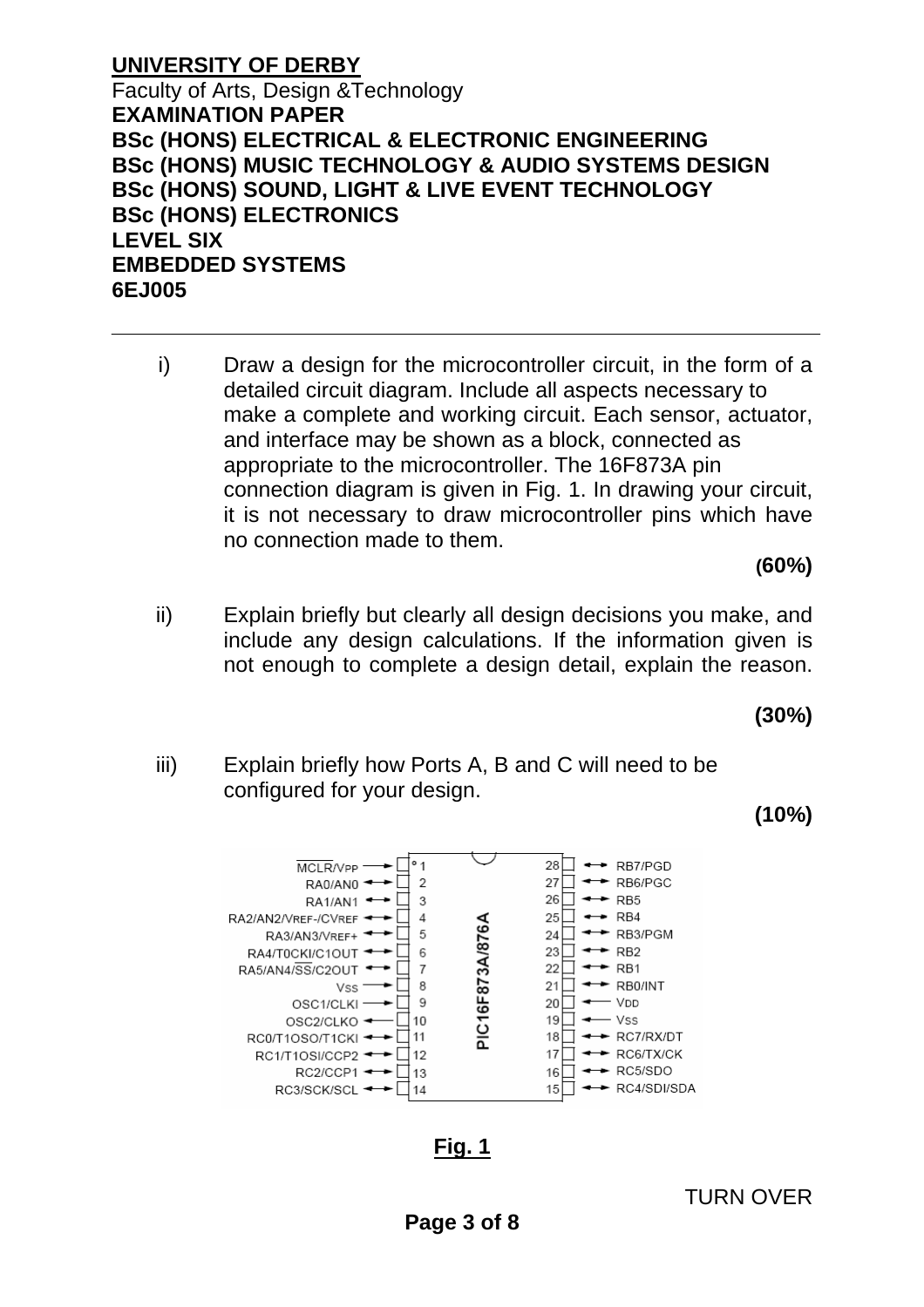i) Draw a design for the microcontroller circuit, in the form of a detailed circuit diagram. Include all aspects necessary to make a complete and working circuit. Each sensor, actuator, and interface may be shown as a block, connected as appropriate to the microcontroller. The 16F873A pin connection diagram is given in Fig. 1. In drawing your circuit, it is not necessary to draw microcontroller pins which have no connection made to them.

**(60%)**

ii) Explain briefly but clearly all design decisions you make, and include any design calculations. If the information given is not enough to complete a design detail, explain the reason.

**(30%)**

iii) Explain briefly how Ports A, B and C will need to be configured for your design.

**(10%)**

PIC16F873A/876A

MCLR/VPP 1
RA0/AN0 2
RA1/AN1 3
RA2/AN2/VREF-/CVREF 4
RA3/AN3/VREF+ 5
RA4/T0CKI/C1OUT 6
RA5/AN4/SS/C2OUT 7
VSS 8
OSC1/CLKI 9
OSC2/CLKO 10
RC0/T1OSO/T1CKI 11
RC1/T1OSI/CCP2 12
RC2/CCP1 13
RC3/SCK/SCL 14
28 RB7/PGD
27 RB6/PGC
26 RB5
25 RB4
24 RB3/PGM
23 RB2
22 RB1
21 RB0/INT
20 VDD
19 VSS
18 RC7/RX/DT
17 RC6/TX/CK
16 RC5/SDO
15 RC4/SDI/SDA

**Fig. 1**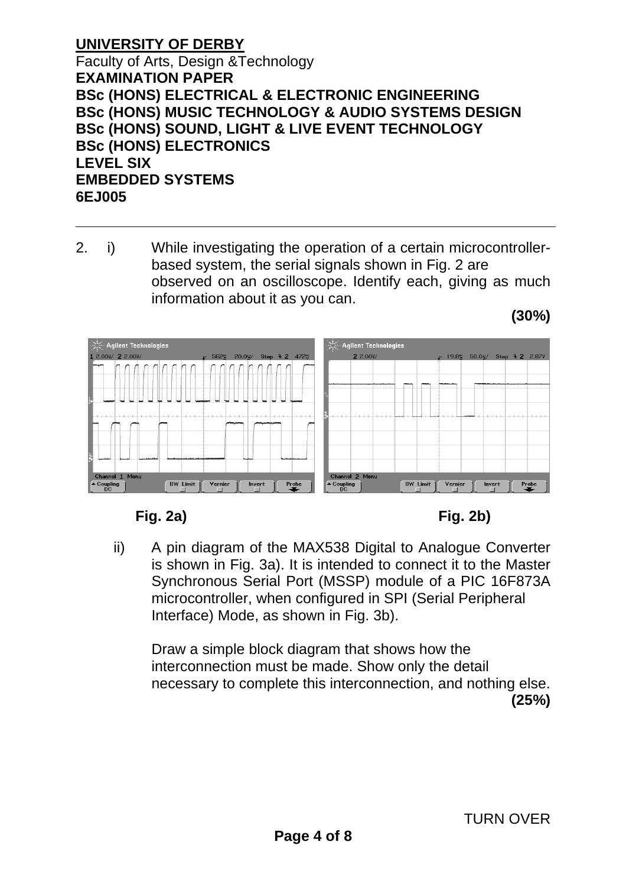**UNIVERSITY OF DERBY**
Faculty of Arts, Design &Technology
**EXAMINATION PAPER**
**BSc (HONS) ELECTRICAL & ELECTRONIC ENGINEERING**
**BSc (HONS) MUSIC TECHNOLOGY & AUDIO SYSTEMS DESIGN**
**BSc (HONS) SOUND, LIGHT & LIVE EVENT TECHNOLOGY**
**BSc (HONS) ELECTRONICS**
**LEVEL SIX**
**EMBEDDED SYSTEMS**
**6EJ005**

---

2. i) While investigating the operation of a certain microcontroller-based system, the serial signals shown in Fig. 2 are observed on an oscilloscope. Identify each, giving as much information about it as you can.

**(30%)**

Agilent Technologies
1 2.00V/ 2 2.00V/ 562? 20.0?/ Stop 2 472?
Channel 1 Menu
Coupling DC BW Limit Vernier Invert Probe

Agilent Technologies
2 2.00V/ 19.8? 50.0?/ Stop 2 2.87V
Channel 2 Menu
Coupling DC BW Limit Vernier Invert Probe

**Fig. 2a)** **Fig. 2b)**

ii) A pin diagram of the MAX538 Digital to Analogue Converter is shown in Fig. 3a). It is intended to connect it to the Master Synchronous Serial Port (MSSP) module of a PIC 16F873A microcontroller, when configured in SPI (Serial Peripheral Interface) Mode, as shown in Fig. 3b).

Draw a simple block diagram that shows how the interconnection must be made. Show only the detail necessary to complete this interconnection, and nothing else.

**(25%)**

TURN OVER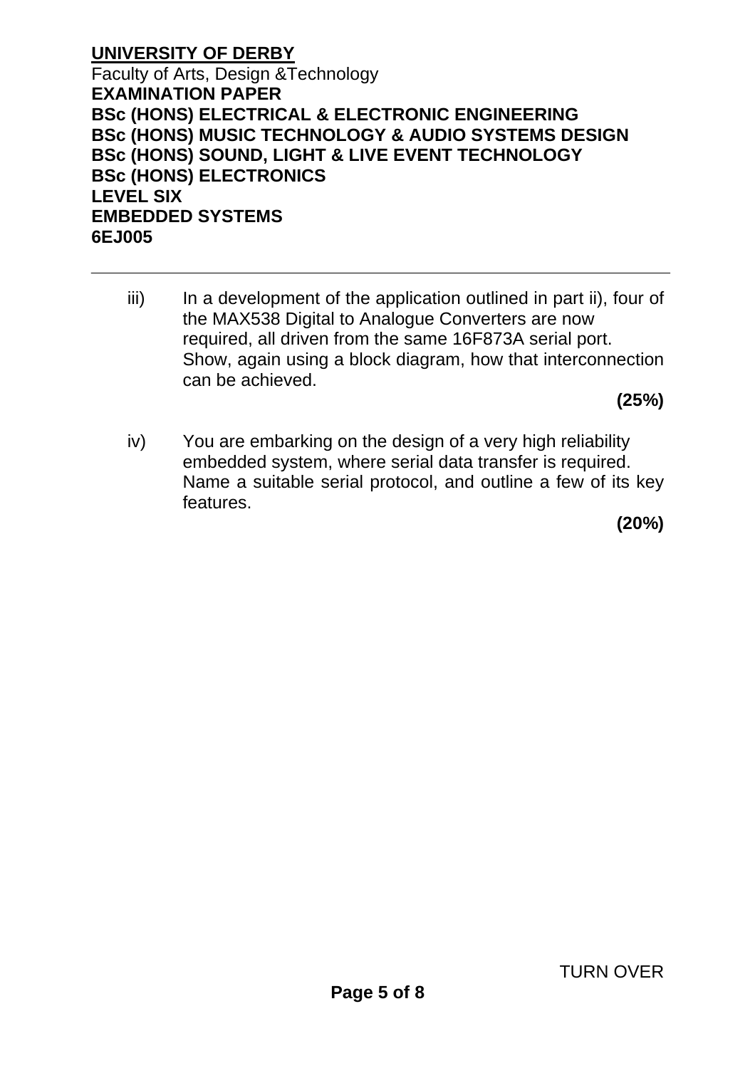iii) In a development of the application outlined in part ii), four of the MAX538 Digital to Analogue Converters are now required, all driven from the same 16F873A serial port. Show, again using a block diagram, how that interconnection can be achieved.

**(25%)**

iv) You are embarking on the design of a very high reliability embedded system, where serial data transfer is required. Name a suitable serial protocol, and outline a few of its key features.

**(20%)**

TURN OVER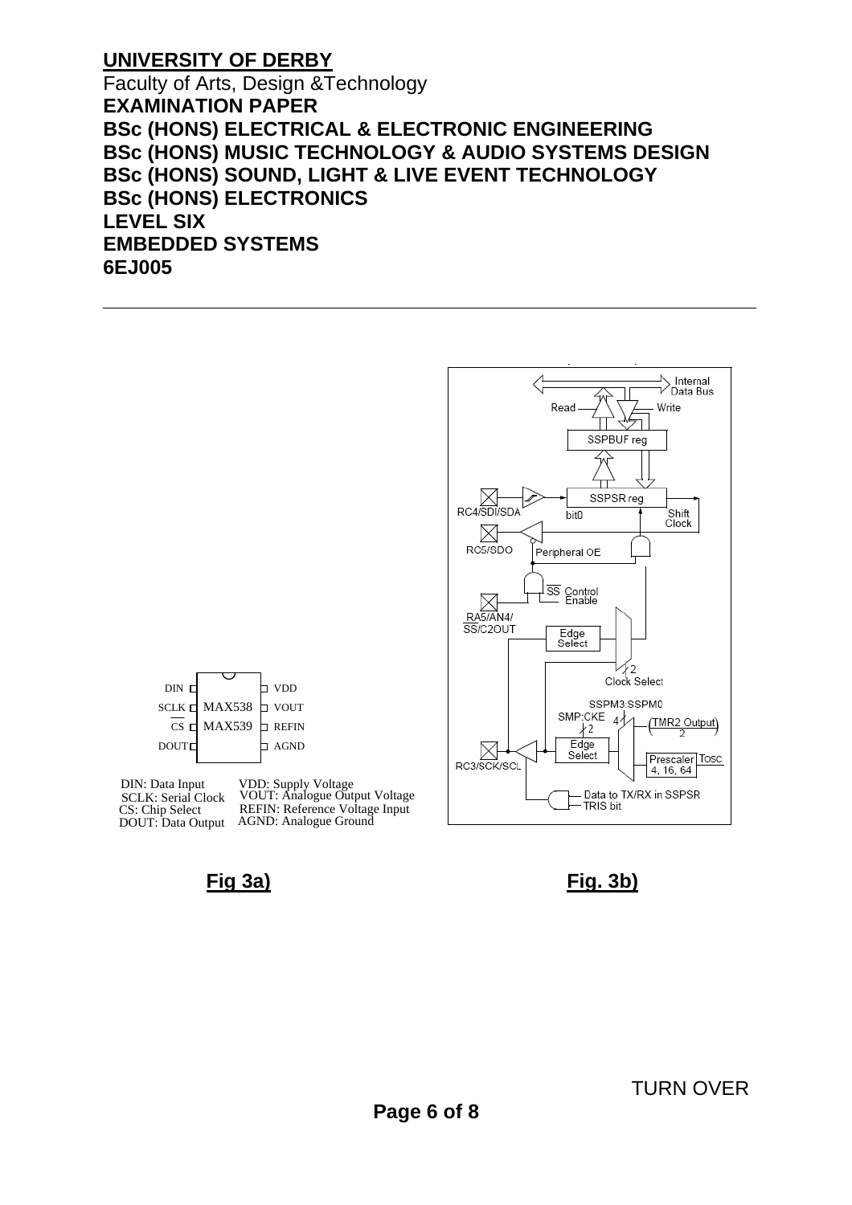DIN
SCLK
$\overline{CS}$
DOUT
MAX538
MAX539
VDD
VOUT
REFIN
AGND

DIN: Data Input
SCLK: Serial Clock
CS: Chip Select
DOUT: Data Output
VDD: Supply Voltage
VOUT: Analogue Output Voltage
REFIN: Reference Voltage Input
AGND: Analogue Ground

**Fig 3a)**

Internal Data Bus
Read
Write
SSPBUF reg
SSPSR reg
RC4/$\overline{SDI}$/SDA
bit0
Shift Clock
RC5/SDO
Peripheral OE
$\overline{SS}$ Control Enable
RA5/AN4/$\overline{SS}$/C2OUT
Edge Select
2
Clock Select
SSPM3:SSPM0
SMP:CKE
4
2
(TMR2 Output / 2)
Edge Select
RC3/SCK/SCL
Prescaler 4, 16, 64
TOSC
Data to TX/RX in SSPSR
TRIS bit

**Fig. 3b)**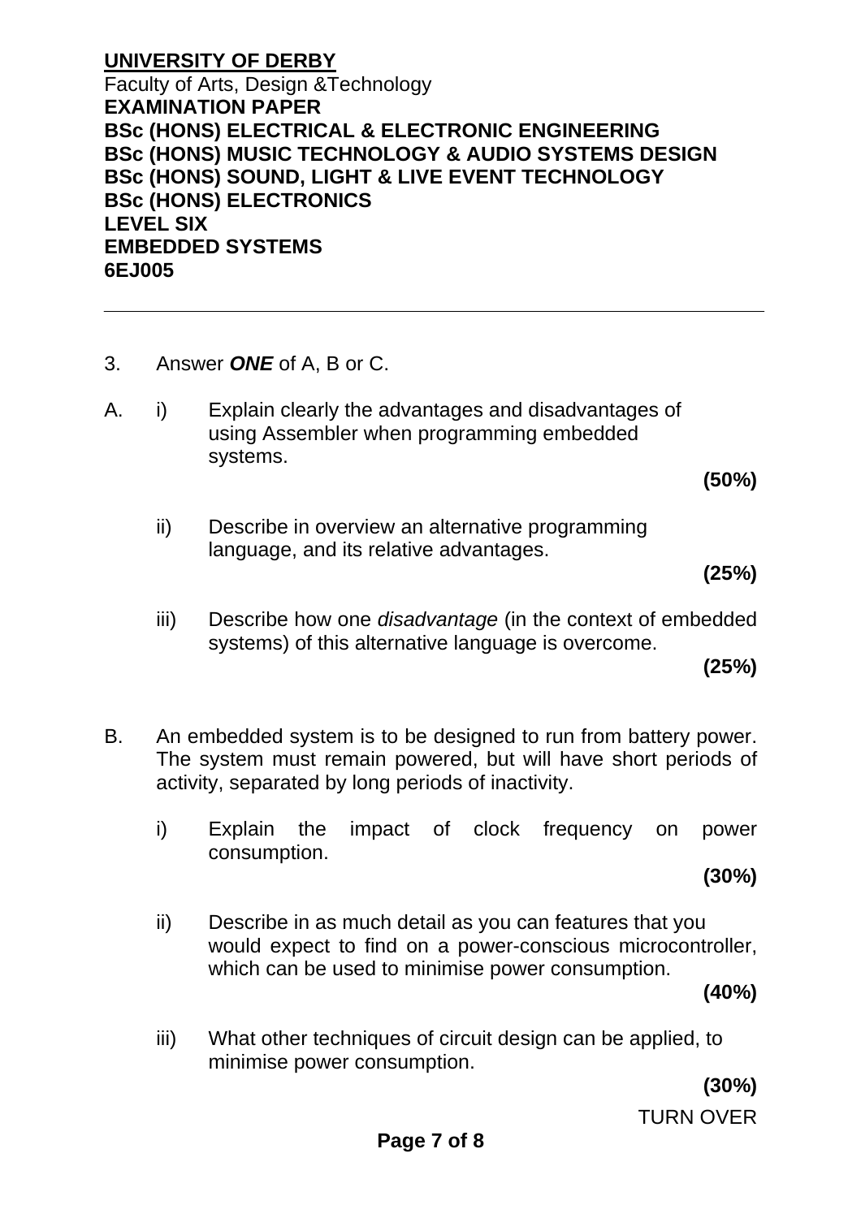**UNIVERSITY OF DERBY**

Faculty of Arts, Design &Technology

**EXAMINATION PAPER**

**BSc (HONS) ELECTRICAL & ELECTRONIC ENGINEERING**

**BSc (HONS) MUSIC TECHNOLOGY & AUDIO SYSTEMS DESIGN**

**BSc (HONS) SOUND, LIGHT & LIVE EVENT TECHNOLOGY**

**BSc (HONS) ELECTRONICS**

**LEVEL SIX**

**EMBEDDED SYSTEMS**

**6EJ005**

---

3. Answer ***ONE*** of A, B or C.

A. i) Explain clearly the advantages and disadvantages of using Assembler when programming embedded systems.

**(50%)**

ii) Describe in overview an alternative programming language, and its relative advantages.

**(25%)**

iii) Describe how one *disadvantage* (in the context of embedded systems) of this alternative language is overcome.

**(25%)**

B. An embedded system is to be designed to run from battery power. The system must remain powered, but will have short periods of activity, separated by long periods of inactivity.

i) Explain the impact of clock frequency on power consumption.

**(30%)**

ii) Describe in as much detail as you can features that you would expect to find on a power-conscious microcontroller, which can be used to minimise power consumption.

**(40%)**

iii) What other techniques of circuit design can be applied, to minimise power consumption.

**(30%)**

TURN OVER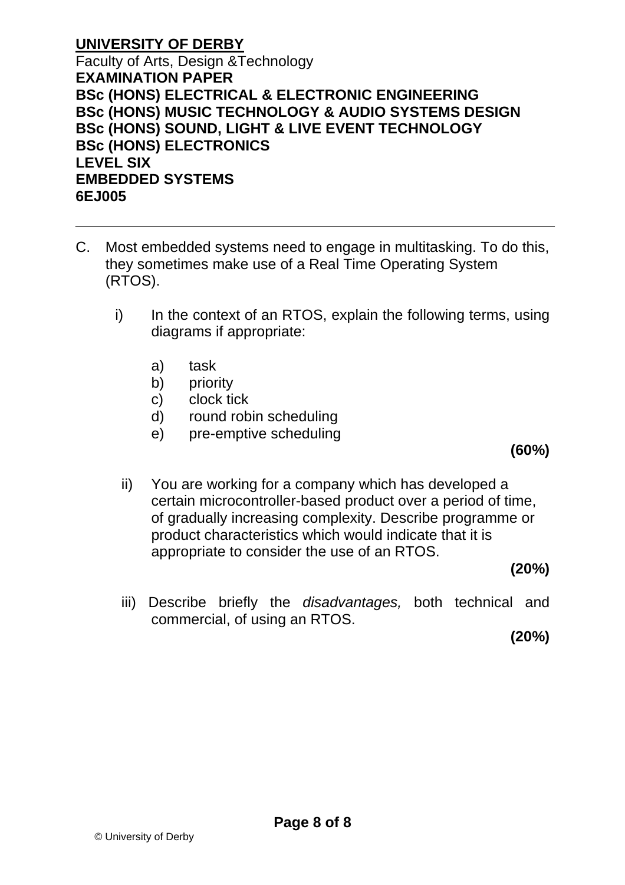**UNIVERSITY OF DERBY**
Faculty of Arts, Design &Technology
**EXAMINATION PAPER**
**BSc (HONS) ELECTRICAL & ELECTRONIC ENGINEERING**
**BSc (HONS) MUSIC TECHNOLOGY & AUDIO SYSTEMS DESIGN**
**BSc (HONS) SOUND, LIGHT & LIVE EVENT TECHNOLOGY**
**BSc (HONS) ELECTRONICS**
**LEVEL SIX**
**EMBEDDED SYSTEMS**
**6EJ005**

---

C. Most embedded systems need to engage in multitasking. To do this, they sometimes make use of a Real Time Operating System (RTOS).

i) In the context of an RTOS, explain the following terms, using diagrams if appropriate:

a) task
b) priority
c) clock tick
d) round robin scheduling
e) pre-emptive scheduling

**(60%)**

ii) You are working for a company which has developed a certain microcontroller-based product over a period of time, of gradually increasing complexity. Describe programme or product characteristics which would indicate that it is appropriate to consider the use of an RTOS.

**(20%)**

iii) Describe briefly the *disadvantages,* both technical and commercial, of using an RTOS.

**(20%)**